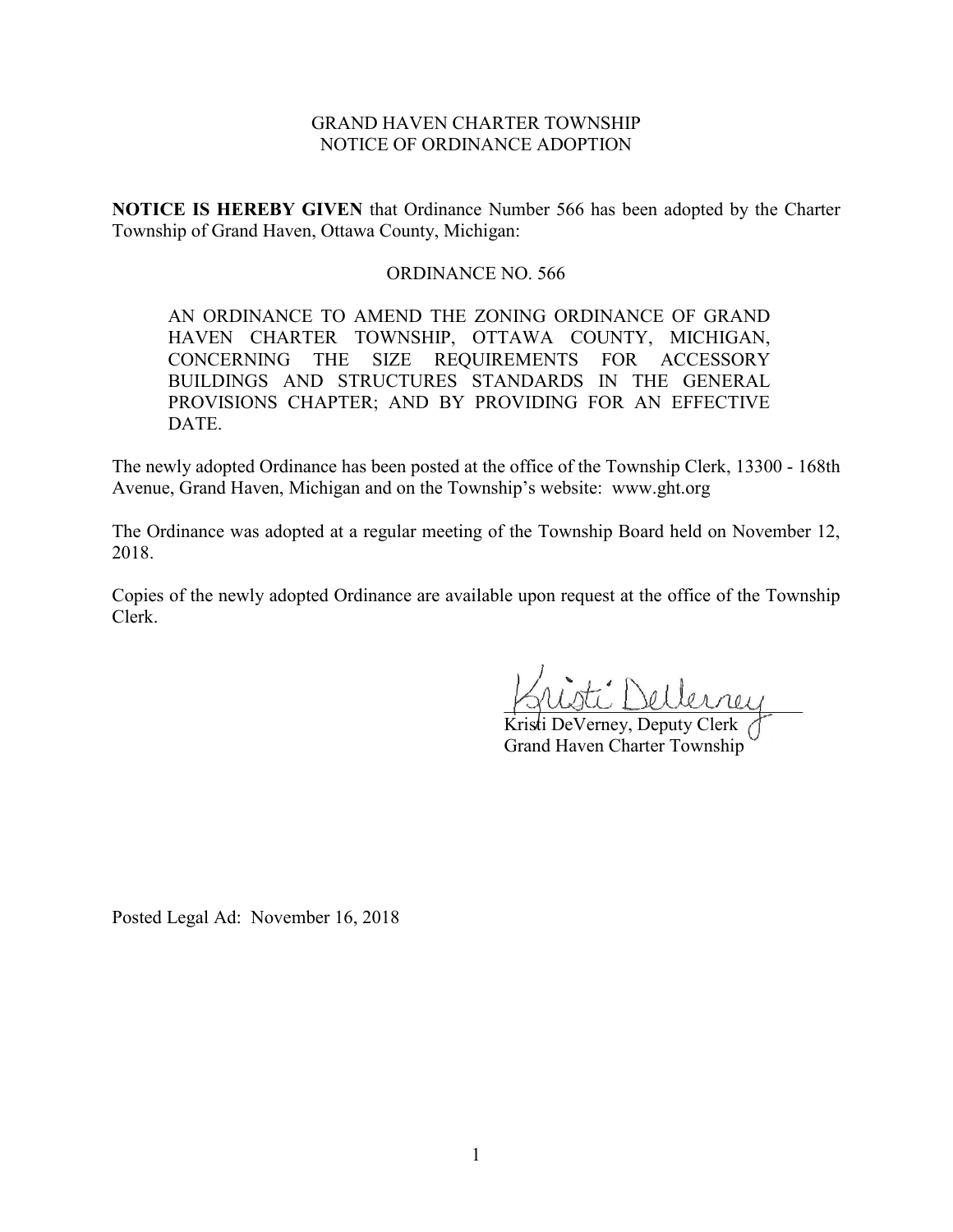GRAND HAVEN CHARTER TOWNSHIP
NOTICE OF ORDINANCE ADOPTION

**NOTICE IS HEREBY GIVEN** that Ordinance Number 566 has been adopted by the Charter Township of Grand Haven, Ottawa County, Michigan:

ORDINANCE NO. 566

> AN ORDINANCE TO AMEND THE ZONING ORDINANCE OF GRAND HAVEN CHARTER TOWNSHIP, OTTAWA COUNTY, MICHIGAN, CONCERNING THE SIZE REQUIREMENTS FOR ACCESSORY BUILDINGS AND STRUCTURES STANDARDS IN THE GENERAL PROVISIONS CHAPTER; AND BY PROVIDING FOR AN EFFECTIVE DATE.

The newly adopted Ordinance has been posted at the office of the Township Clerk, 13300 - 168th Avenue, Grand Haven, Michigan and on the Township's website: www.ght.org

The Ordinance was adopted at a regular meeting of the Township Board held on November 12, 2018.

Copies of the newly adopted Ordinance are available upon request at the office of the Township Clerk.

Kristi DeVerney, Deputy Clerk
Grand Haven Charter Township

Posted Legal Ad: November 16, 2018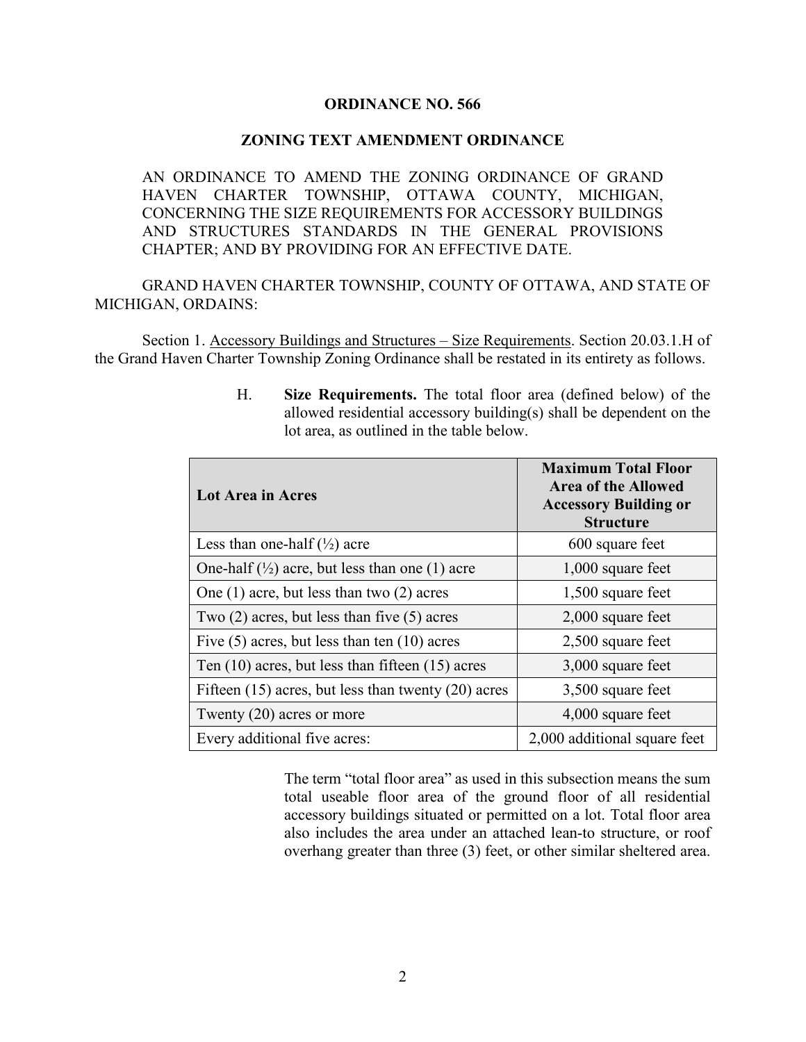**ORDINANCE NO. 566**

**ZONING TEXT AMENDMENT ORDINANCE**

AN ORDINANCE TO AMEND THE ZONING ORDINANCE OF GRAND HAVEN CHARTER TOWNSHIP, OTTAWA COUNTY, MICHIGAN, CONCERNING THE SIZE REQUIREMENTS FOR ACCESSORY BUILDINGS AND STRUCTURES STANDARDS IN THE GENERAL PROVISIONS CHAPTER; AND BY PROVIDING FOR AN EFFECTIVE DATE.

GRAND HAVEN CHARTER TOWNSHIP, COUNTY OF OTTAWA, AND STATE OF MICHIGAN, ORDAINS:

Section 1. <u>Accessory Buildings and Structures – Size Requirements</u>. Section 20.03.1.H of the Grand Haven Charter Township Zoning Ordinance shall be restated in its entirety as follows.

H. **Size Requirements.** The total floor area (defined below) of the allowed residential accessory building(s) shall be dependent on the lot area, as outlined in the table below.

| **Lot Area in Acres** | **Maximum Total Floor Area of the Allowed Accessory Building or Structure** |
|---|---|
| Less than one-half (½) acre | 600 square feet |
| One-half (½) acre, but less than one (1) acre | 1,000 square feet |
| One (1) acre, but less than two (2) acres | 1,500 square feet |
| Two (2) acres, but less than five (5) acres | 2,000 square feet |
| Five (5) acres, but less than ten (10) acres | 2,500 square feet |
| Ten (10) acres, but less than fifteen (15) acres | 3,000 square feet |
| Fifteen (15) acres, but less than twenty (20) acres | 3,500 square feet |
| Twenty (20) acres or more | 4,000 square feet |
| Every additional five acres: | 2,000 additional square feet |

The term "total floor area" as used in this subsection means the sum total useable floor area of the ground floor of all residential accessory buildings situated or permitted on a lot. Total floor area also includes the area under an attached lean-to structure, or roof overhang greater than three (3) feet, or other similar sheltered area.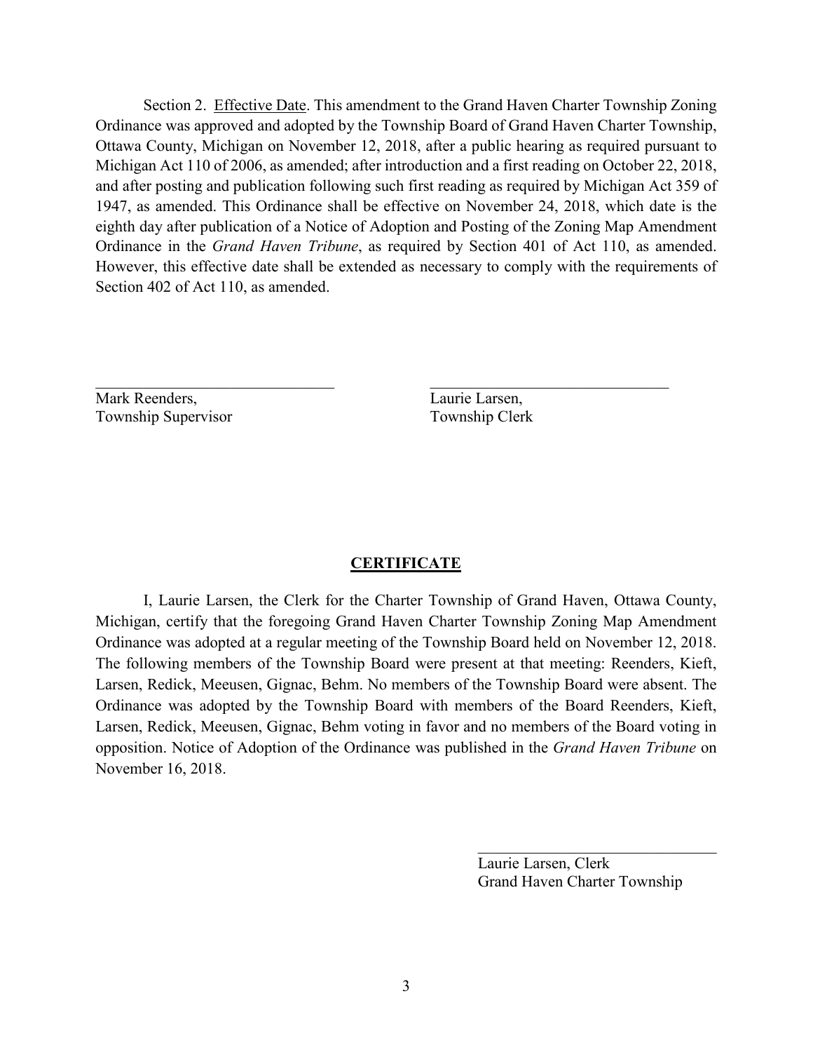Section 2. Effective Date. This amendment to the Grand Haven Charter Township Zoning Ordinance was approved and adopted by the Township Board of Grand Haven Charter Township, Ottawa County, Michigan on November 12, 2018, after a public hearing as required pursuant to Michigan Act 110 of 2006, as amended; after introduction and a first reading on October 22, 2018, and after posting and publication following such first reading as required by Michigan Act 359 of 1947, as amended. This Ordinance shall be effective on November 24, 2018, which date is the eighth day after publication of a Notice of Adoption and Posting of the Zoning Map Amendment Ordinance in the *Grand Haven Tribune*, as required by Section 401 of Act 110, as amended. However, this effective date shall be extended as necessary to comply with the requirements of Section 402 of Act 110, as amended.

\_\_\_\_\_\_\_\_\_\_\_\_\_\_\_\_\_\_\_\_\_\_\_\_\_\_\_\_\_\_
Mark Reenders,
Township Supervisor

\_\_\_\_\_\_\_\_\_\_\_\_\_\_\_\_\_\_\_\_\_\_\_\_\_\_\_\_\_\_
Laurie Larsen,
Township Clerk

## CERTIFICATE

I, Laurie Larsen, the Clerk for the Charter Township of Grand Haven, Ottawa County, Michigan, certify that the foregoing Grand Haven Charter Township Zoning Map Amendment Ordinance was adopted at a regular meeting of the Township Board held on November 12, 2018. The following members of the Township Board were present at that meeting: Reenders, Kieft, Larsen, Redick, Meeusen, Gignac, Behm. No members of the Township Board were absent. The Ordinance was adopted by the Township Board with members of the Board Reenders, Kieft, Larsen, Redick, Meeusen, Gignac, Behm voting in favor and no members of the Board voting in opposition. Notice of Adoption of the Ordinance was published in the *Grand Haven Tribune* on November 16, 2018.

\_\_\_\_\_\_\_\_\_\_\_\_\_\_\_\_\_\_\_\_\_\_\_\_\_\_\_\_\_\_
Laurie Larsen, Clerk
Grand Haven Charter Township